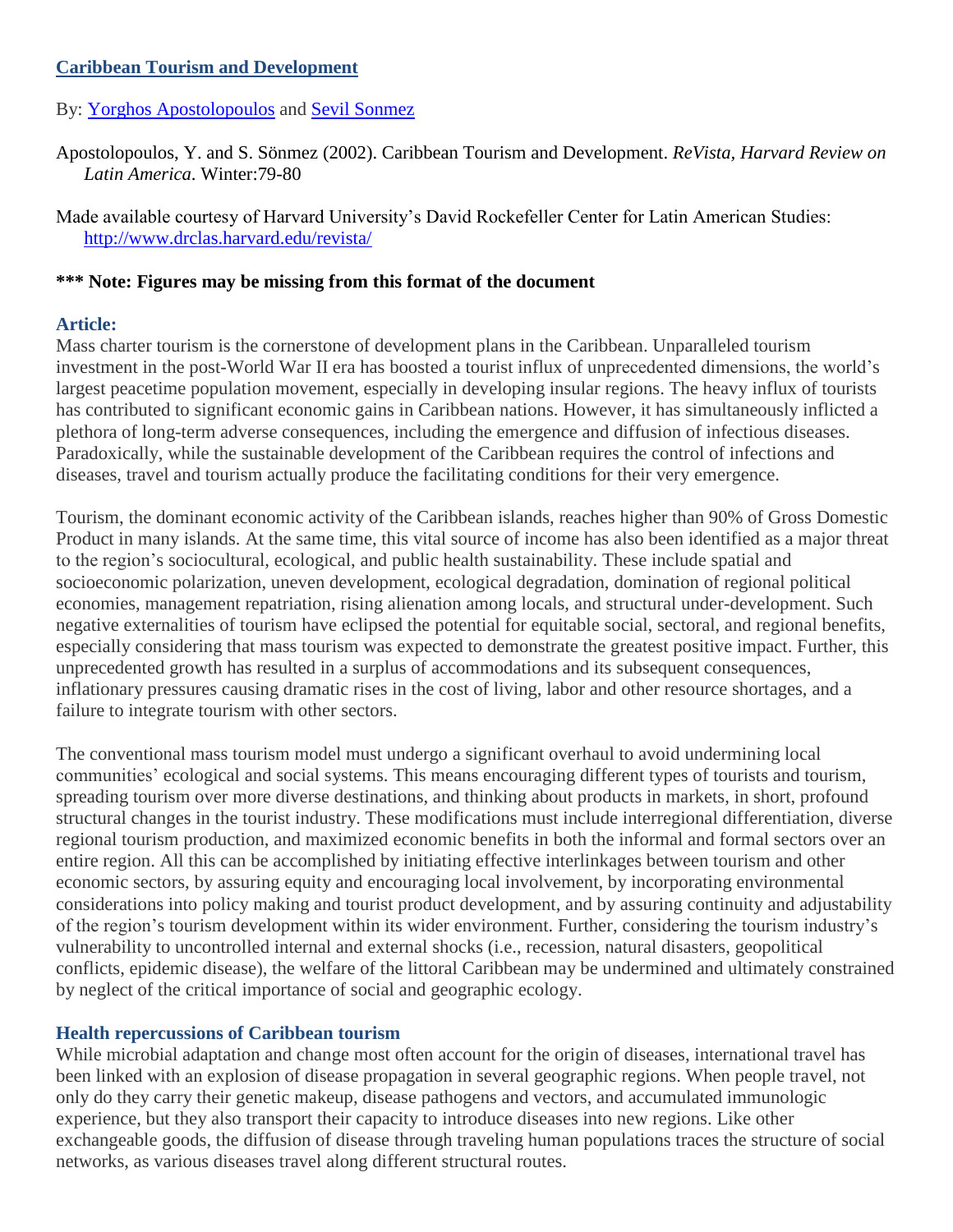# [Caribbean Tourism and Development](#)

By: [Yorghos Apostolopoulos](#) and [Sevil Sonmez](#)

Apostolopoulos, Y. and S. Sönmez (2002). Caribbean Tourism and Development. *ReVista, Harvard Review on Latin America*. Winter:79-80

Made available courtesy of Harvard University's David Rockefeller Center for Latin American Studies: http://www.drclas.harvard.edu/revista/

**\*\*\* Note: Figures may be missing from this format of the document**

## Article:

Mass charter tourism is the cornerstone of development plans in the Caribbean. Unparalleled tourism investment in the post-World War II era has boosted a tourist influx of unprecedented dimensions, the world's largest peacetime population movement, especially in developing insular regions. The heavy influx of tourists has contributed to significant economic gains in Caribbean nations. However, it has simultaneously inflicted a plethora of long-term adverse consequences, including the emergence and diffusion of infectious diseases. Paradoxically, while the sustainable development of the Caribbean requires the control of infections and diseases, travel and tourism actually produce the facilitating conditions for their very emergence.

Tourism, the dominant economic activity of the Caribbean islands, reaches higher than 90% of Gross Domestic Product in many islands. At the same time, this vital source of income has also been identified as a major threat to the region's sociocultural, ecological, and public health sustainability. These include spatial and socioeconomic polarization, uneven development, ecological degradation, domination of regional political economies, management repatriation, rising alienation among locals, and structural under-development. Such negative externalities of tourism have eclipsed the potential for equitable social, sectoral, and regional benefits, especially considering that mass tourism was expected to demonstrate the greatest positive impact. Further, this unprecedented growth has resulted in a surplus of accommodations and its subsequent consequences, inflationary pressures causing dramatic rises in the cost of living, labor and other resource shortages, and a failure to integrate tourism with other sectors.

The conventional mass tourism model must undergo a significant overhaul to avoid undermining local communities' ecological and social systems. This means encouraging different types of tourists and tourism, spreading tourism over more diverse destinations, and thinking about products in markets, in short, profound structural changes in the tourist industry. These modifications must include interregional differentiation, diverse regional tourism production, and maximized economic benefits in both the informal and formal sectors over an entire region. All this can be accomplished by initiating effective interlinkages between tourism and other economic sectors, by assuring equity and encouraging local involvement, by incorporating environmental considerations into policy making and tourist product development, and by assuring continuity and adjustability of the region's tourism development within its wider environment. Further, considering the tourism industry's vulnerability to uncontrolled internal and external shocks (i.e., recession, natural disasters, geopolitical conflicts, epidemic disease), the welfare of the littoral Caribbean may be undermined and ultimately constrained by neglect of the critical importance of social and geographic ecology.

## Health repercussions of Caribbean tourism

While microbial adaptation and change most often account for the origin of diseases, international travel has been linked with an explosion of disease propagation in several geographic regions. When people travel, not only do they carry their genetic makeup, disease pathogens and vectors, and accumulated immunologic experience, but they also transport their capacity to introduce diseases into new regions. Like other exchangeable goods, the diffusion of disease through traveling human populations traces the structure of social networks, as various diseases travel along different structural routes.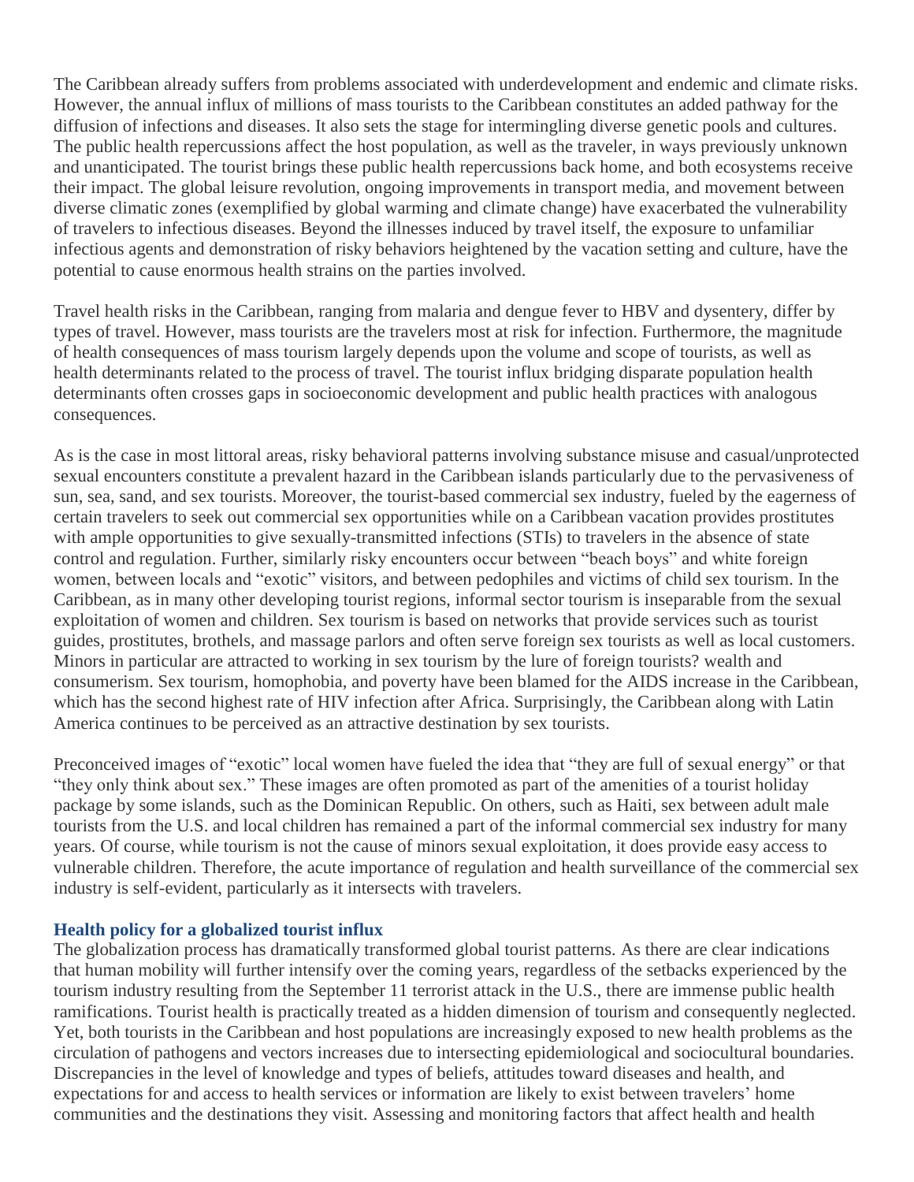The Caribbean already suffers from problems associated with underdevelopment and endemic and climate risks. However, the annual influx of millions of mass tourists to the Caribbean constitutes an added pathway for the diffusion of infections and diseases. It also sets the stage for intermingling diverse genetic pools and cultures. The public health repercussions affect the host population, as well as the traveler, in ways previously unknown and unanticipated. The tourist brings these public health repercussions back home, and both ecosystems receive their impact. The global leisure revolution, ongoing improvements in transport media, and movement between diverse climatic zones (exemplified by global warming and climate change) have exacerbated the vulnerability of travelers to infectious diseases. Beyond the illnesses induced by travel itself, the exposure to unfamiliar infectious agents and demonstration of risky behaviors heightened by the vacation setting and culture, have the potential to cause enormous health strains on the parties involved.

Travel health risks in the Caribbean, ranging from malaria and dengue fever to HBV and dysentery, differ by types of travel. However, mass tourists are the travelers most at risk for infection. Furthermore, the magnitude of health consequences of mass tourism largely depends upon the volume and scope of tourists, as well as health determinants related to the process of travel. The tourist influx bridging disparate population health determinants often crosses gaps in socioeconomic development and public health practices with analogous consequences.

As is the case in most littoral areas, risky behavioral patterns involving substance misuse and casual/unprotected sexual encounters constitute a prevalent hazard in the Caribbean islands particularly due to the pervasiveness of sun, sea, sand, and sex tourists. Moreover, the tourist-based commercial sex industry, fueled by the eagerness of certain travelers to seek out commercial sex opportunities while on a Caribbean vacation provides prostitutes with ample opportunities to give sexually-transmitted infections (STIs) to travelers in the absence of state control and regulation. Further, similarly risky encounters occur between "beach boys" and white foreign women, between locals and "exotic" visitors, and between pedophiles and victims of child sex tourism. In the Caribbean, as in many other developing tourist regions, informal sector tourism is inseparable from the sexual exploitation of women and children. Sex tourism is based on networks that provide services such as tourist guides, prostitutes, brothels, and massage parlors and often serve foreign sex tourists as well as local customers. Minors in particular are attracted to working in sex tourism by the lure of foreign tourists? wealth and consumerism. Sex tourism, homophobia, and poverty have been blamed for the AIDS increase in the Caribbean, which has the second highest rate of HIV infection after Africa. Surprisingly, the Caribbean along with Latin America continues to be perceived as an attractive destination by sex tourists.

Preconceived images of "exotic" local women have fueled the idea that "they are full of sexual energy" or that "they only think about sex." These images are often promoted as part of the amenities of a tourist holiday package by some islands, such as the Dominican Republic. On others, such as Haiti, sex between adult male tourists from the U.S. and local children has remained a part of the informal commercial sex industry for many years. Of course, while tourism is not the cause of minors sexual exploitation, it does provide easy access to vulnerable children. Therefore, the acute importance of regulation and health surveillance of the commercial sex industry is self-evident, particularly as it intersects with travelers.

### Health policy for a globalized tourist influx

The globalization process has dramatically transformed global tourist patterns. As there are clear indications that human mobility will further intensify over the coming years, regardless of the setbacks experienced by the tourism industry resulting from the September 11 terrorist attack in the U.S., there are immense public health ramifications. Tourist health is practically treated as a hidden dimension of tourism and consequently neglected. Yet, both tourists in the Caribbean and host populations are increasingly exposed to new health problems as the circulation of pathogens and vectors increases due to intersecting epidemiological and sociocultural boundaries. Discrepancies in the level of knowledge and types of beliefs, attitudes toward diseases and health, and expectations for and access to health services or information are likely to exist between travelers' home communities and the destinations they visit. Assessing and monitoring factors that affect health and health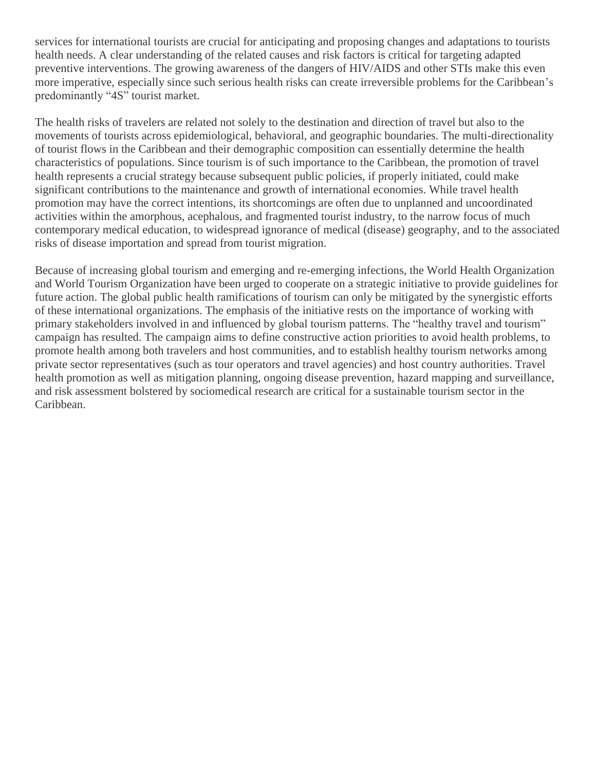services for international tourists are crucial for anticipating and proposing changes and adaptations to tourists health needs. A clear understanding of the related causes and risk factors is critical for targeting adapted preventive interventions. The growing awareness of the dangers of HIV/AIDS and other STIs make this even more imperative, especially since such serious health risks can create irreversible problems for the Caribbean's predominantly "4S" tourist market.

The health risks of travelers are related not solely to the destination and direction of travel but also to the movements of tourists across epidemiological, behavioral, and geographic boundaries. The multi-directionality of tourist flows in the Caribbean and their demographic composition can essentially determine the health characteristics of populations. Since tourism is of such importance to the Caribbean, the promotion of travel health represents a crucial strategy because subsequent public policies, if properly initiated, could make significant contributions to the maintenance and growth of international economies. While travel health promotion may have the correct intentions, its shortcomings are often due to unplanned and uncoordinated activities within the amorphous, acephalous, and fragmented tourist industry, to the narrow focus of much contemporary medical education, to widespread ignorance of medical (disease) geography, and to the associated risks of disease importation and spread from tourist migration.

Because of increasing global tourism and emerging and re-emerging infections, the World Health Organization and World Tourism Organization have been urged to cooperate on a strategic initiative to provide guidelines for future action. The global public health ramifications of tourism can only be mitigated by the synergistic efforts of these international organizations. The emphasis of the initiative rests on the importance of working with primary stakeholders involved in and influenced by global tourism patterns. The "healthy travel and tourism" campaign has resulted. The campaign aims to define constructive action priorities to avoid health problems, to promote health among both travelers and host communities, and to establish healthy tourism networks among private sector representatives (such as tour operators and travel agencies) and host country authorities. Travel health promotion as well as mitigation planning, ongoing disease prevention, hazard mapping and surveillance, and risk assessment bolstered by sociomedical research are critical for a sustainable tourism sector in the Caribbean.